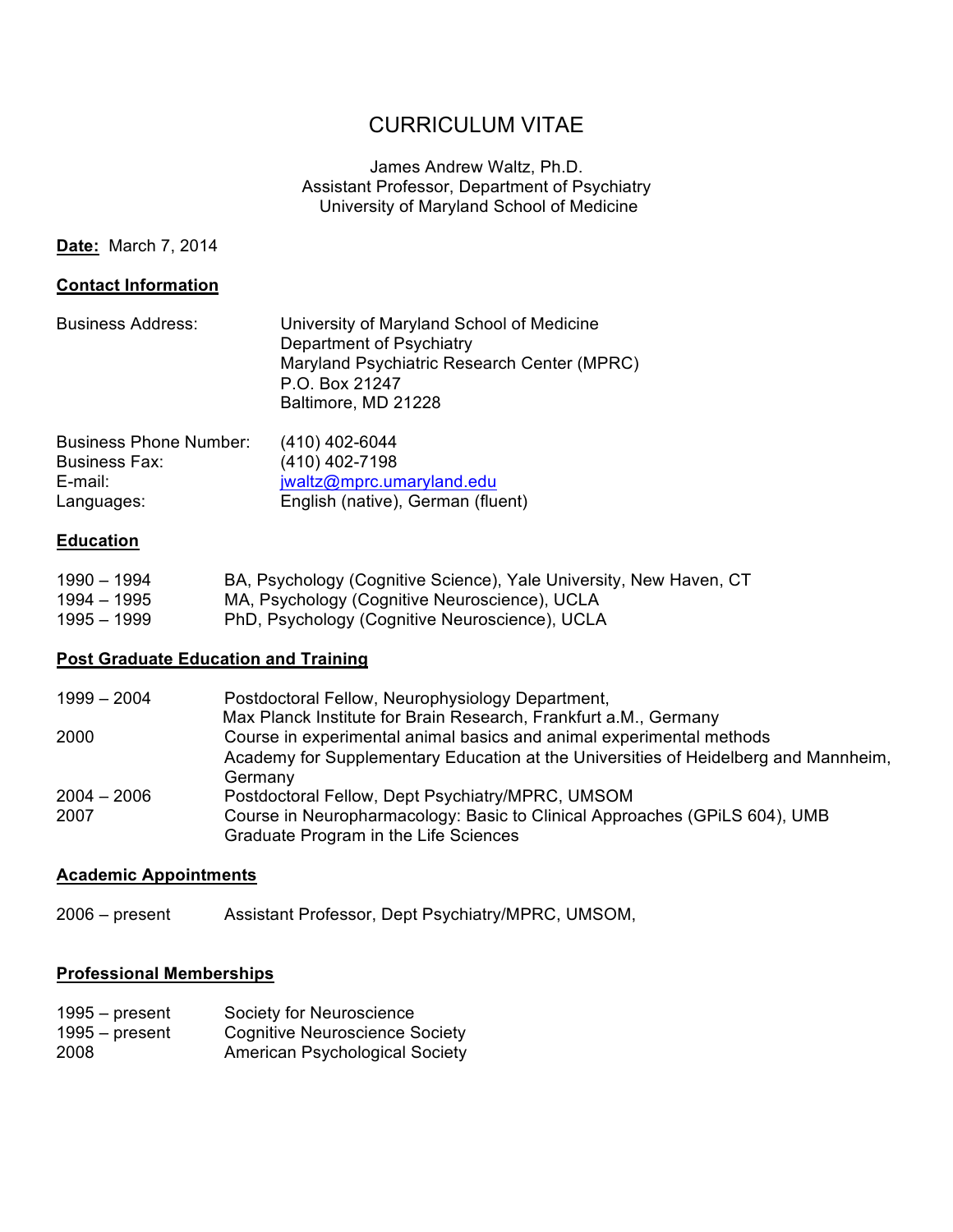# CURRICULUM VITAE

James Andrew Waltz, Ph.D.
Assistant Professor, Department of Psychiatry
University of Maryland School of Medicine

**Date:** March 7, 2014

## Contact Information

| | |
|---|---|
| Business Address: | University of Maryland School of Medicine<br>Department of Psychiatry<br>Maryland Psychiatric Research Center (MPRC)<br>P.O. Box 21247<br>Baltimore, MD 21228 |
| Business Phone Number: | (410) 402-6044 |
| Business Fax: | (410) 402-7198 |
| E-mail: | jwaltz@mprc.umaryland.edu |
| Languages: | English (native), German (fluent) |

## Education

| | |
|---|---|
| 1990 – 1994 | BA, Psychology (Cognitive Science), Yale University, New Haven, CT |
| 1994 – 1995 | MA, Psychology (Cognitive Neuroscience), UCLA |
| 1995 – 1999 | PhD, Psychology (Cognitive Neuroscience), UCLA |

## Post Graduate Education and Training

| | |
|---|---|
| 1999 – 2004 | Postdoctoral Fellow, Neurophysiology Department, Max Planck Institute for Brain Research, Frankfurt a.M., Germany |
| 2000 | Course in experimental animal basics and animal experimental methods<br>Academy for Supplementary Education at the Universities of Heidelberg and Mannheim, Germany |
| 2004 – 2006 | Postdoctoral Fellow, Dept Psychiatry/MPRC, UMSOM |
| 2007 | Course in Neuropharmacology: Basic to Clinical Approaches (GPiLS 604), UMB Graduate Program in the Life Sciences |

## Academic Appointments

| | |
|---|---|
| 2006 – present | Assistant Professor, Dept Psychiatry/MPRC, UMSOM, |

## Professional Memberships

| | |
|---|---|
| 1995 – present | Society for Neuroscience |
| 1995 – present | Cognitive Neuroscience Society |
| 2008 | American Psychological Society |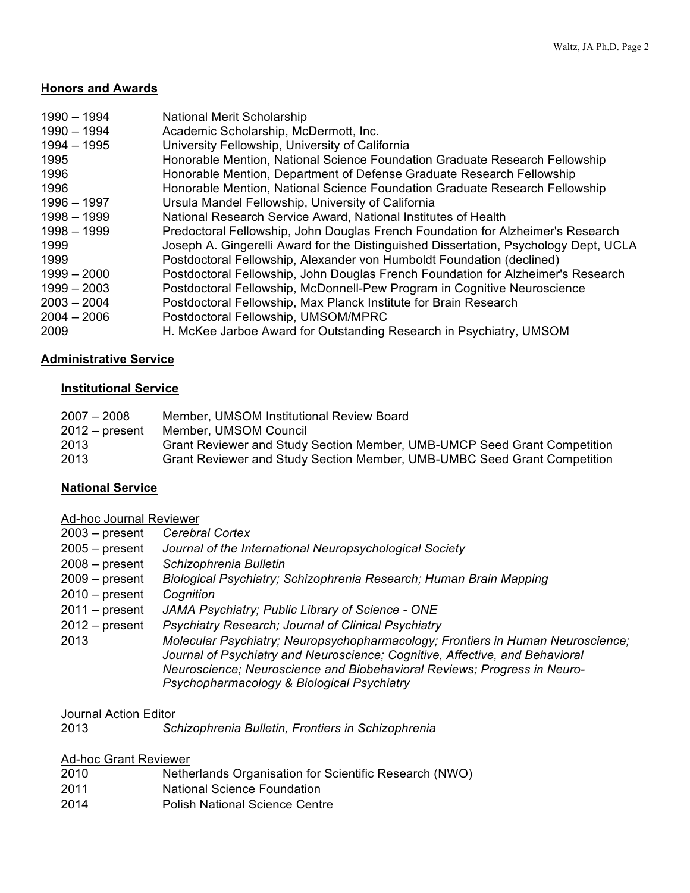## Honors and Awards

| | |
|---|---|
| 1990 – 1994 | National Merit Scholarship |
| 1990 – 1994 | Academic Scholarship, McDermott, Inc. |
| 1994 – 1995 | University Fellowship, University of California |
| 1995 | Honorable Mention, National Science Foundation Graduate Research Fellowship |
| 1996 | Honorable Mention, Department of Defense Graduate Research Fellowship |
| 1996 | Honorable Mention, National Science Foundation Graduate Research Fellowship |
| 1996 – 1997 | Ursula Mandel Fellowship, University of California |
| 1998 – 1999 | National Research Service Award, National Institutes of Health |
| 1998 – 1999 | Predoctoral Fellowship, John Douglas French Foundation for Alzheimer's Research |
| 1999 | Joseph A. Gingerelli Award for the Distinguished Dissertation, Psychology Dept, UCLA |
| 1999 | Postdoctoral Fellowship, Alexander von Humboldt Foundation (declined) |
| 1999 – 2000 | Postdoctoral Fellowship, John Douglas French Foundation for Alzheimer's Research |
| 1999 – 2003 | Postdoctoral Fellowship, McDonnell-Pew Program in Cognitive Neuroscience |
| 2003 – 2004 | Postdoctoral Fellowship, Max Planck Institute for Brain Research |
| 2004 – 2006 | Postdoctoral Fellowship, UMSOM/MPRC |
| 2009 | H. McKee Jarboe Award for Outstanding Research in Psychiatry, UMSOM |

## Administrative Service

### Institutional Service

| | |
|---|---|
| 2007 – 2008 | Member, UMSOM Institutional Review Board |
| 2012 – present | Member, UMSOM Council |
| 2013 | Grant Reviewer and Study Section Member, UMB-UMCP Seed Grant Competition |
| 2013 | Grant Reviewer and Study Section Member, UMB-UMBC Seed Grant Competition |

### National Service

Ad-hoc Journal Reviewer

| | |
|---|---|
| 2003 – present | *Cerebral Cortex* |
| 2005 – present | *Journal of the International Neuropsychological Society* |
| 2008 – present | *Schizophrenia Bulletin* |
| 2009 – present | *Biological Psychiatry; Schizophrenia Research; Human Brain Mapping* |
| 2010 – present | *Cognition* |
| 2011 – present | *JAMA Psychiatry; Public Library of Science - ONE* |
| 2012 – present | *Psychiatry Research; Journal of Clinical Psychiatry* |
| 2013 | *Molecular Psychiatry; Neuropsychopharmacology; Frontiers in Human Neuroscience; Journal of Psychiatry and Neuroscience; Cognitive, Affective, and Behavioral Neuroscience; Neuroscience and Biobehavioral Reviews; Progress in Neuro-Psychopharmacology & Biological Psychiatry* |

Journal Action Editor

| | |
|---|---|
| 2013 | *Schizophrenia Bulletin, Frontiers in Schizophrenia* |

Ad-hoc Grant Reviewer

| | |
|---|---|
| 2010 | Netherlands Organisation for Scientific Research (NWO) |
| 2011 | National Science Foundation |
| 2014 | Polish National Science Centre |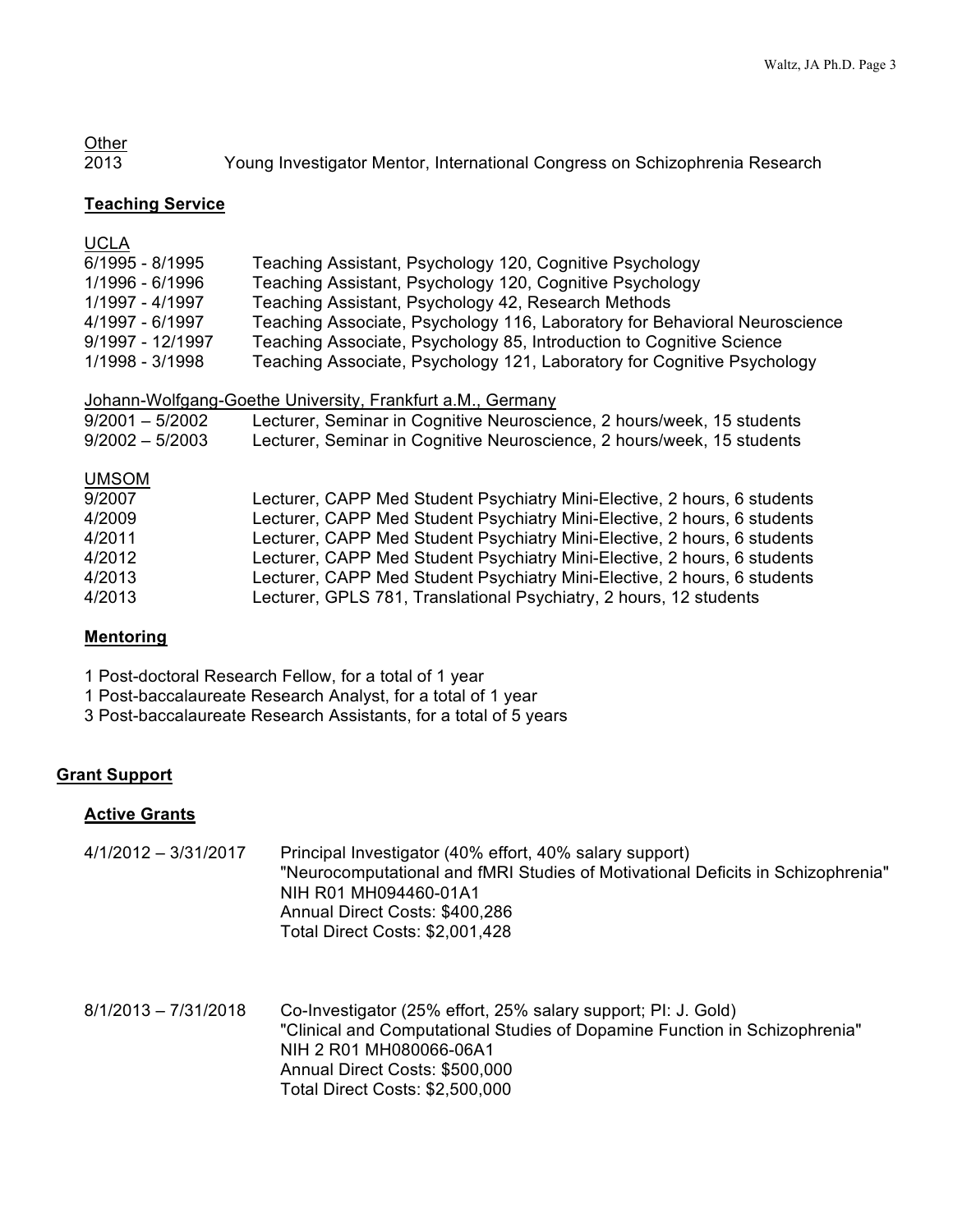Other

2013 Young Investigator Mentor, International Congress on Schizophrenia Research

## Teaching Service

UCLA

| | |
|---|---|
| 6/1995 - 8/1995 | Teaching Assistant, Psychology 120, Cognitive Psychology |
| 1/1996 - 6/1996 | Teaching Assistant, Psychology 120, Cognitive Psychology |
| 1/1997 - 4/1997 | Teaching Assistant, Psychology 42, Research Methods |
| 4/1997 - 6/1997 | Teaching Associate, Psychology 116, Laboratory for Behavioral Neuroscience |
| 9/1997 - 12/1997 | Teaching Associate, Psychology 85, Introduction to Cognitive Science |
| 1/1998 - 3/1998 | Teaching Associate, Psychology 121, Laboratory for Cognitive Psychology |

Johann-Wolfgang-Goethe University, Frankfurt a.M., Germany

| | |
|---|---|
| 9/2001 – 5/2002 | Lecturer, Seminar in Cognitive Neuroscience, 2 hours/week, 15 students |
| 9/2002 – 5/2003 | Lecturer, Seminar in Cognitive Neuroscience, 2 hours/week, 15 students |

UMSOM

| | |
|---|---|
| 9/2007 | Lecturer, CAPP Med Student Psychiatry Mini-Elective, 2 hours, 6 students |
| 4/2009 | Lecturer, CAPP Med Student Psychiatry Mini-Elective, 2 hours, 6 students |
| 4/2011 | Lecturer, CAPP Med Student Psychiatry Mini-Elective, 2 hours, 6 students |
| 4/2012 | Lecturer, CAPP Med Student Psychiatry Mini-Elective, 2 hours, 6 students |
| 4/2013 | Lecturer, CAPP Med Student Psychiatry Mini-Elective, 2 hours, 6 students |
| 4/2013 | Lecturer, GPLS 781, Translational Psychiatry, 2 hours, 12 students |

## Mentoring

1 Post-doctoral Research Fellow, for a total of 1 year
1 Post-baccalaureate Research Analyst, for a total of 1 year
3 Post-baccalaureate Research Assistants, for a total of 5 years

## Grant Support

### Active Grants

4/1/2012 – 3/31/2017
Principal Investigator (40% effort, 40% salary support)
"Neurocomputational and fMRI Studies of Motivational Deficits in Schizophrenia"
NIH R01 MH094460-01A1
Annual Direct Costs: $400,286
Total Direct Costs: $2,001,428

8/1/2013 – 7/31/2018
Co-Investigator (25% effort, 25% salary support; PI: J. Gold)
"Clinical and Computational Studies of Dopamine Function in Schizophrenia"
NIH 2 R01 MH080066-06A1
Annual Direct Costs: $500,000
Total Direct Costs: $2,500,000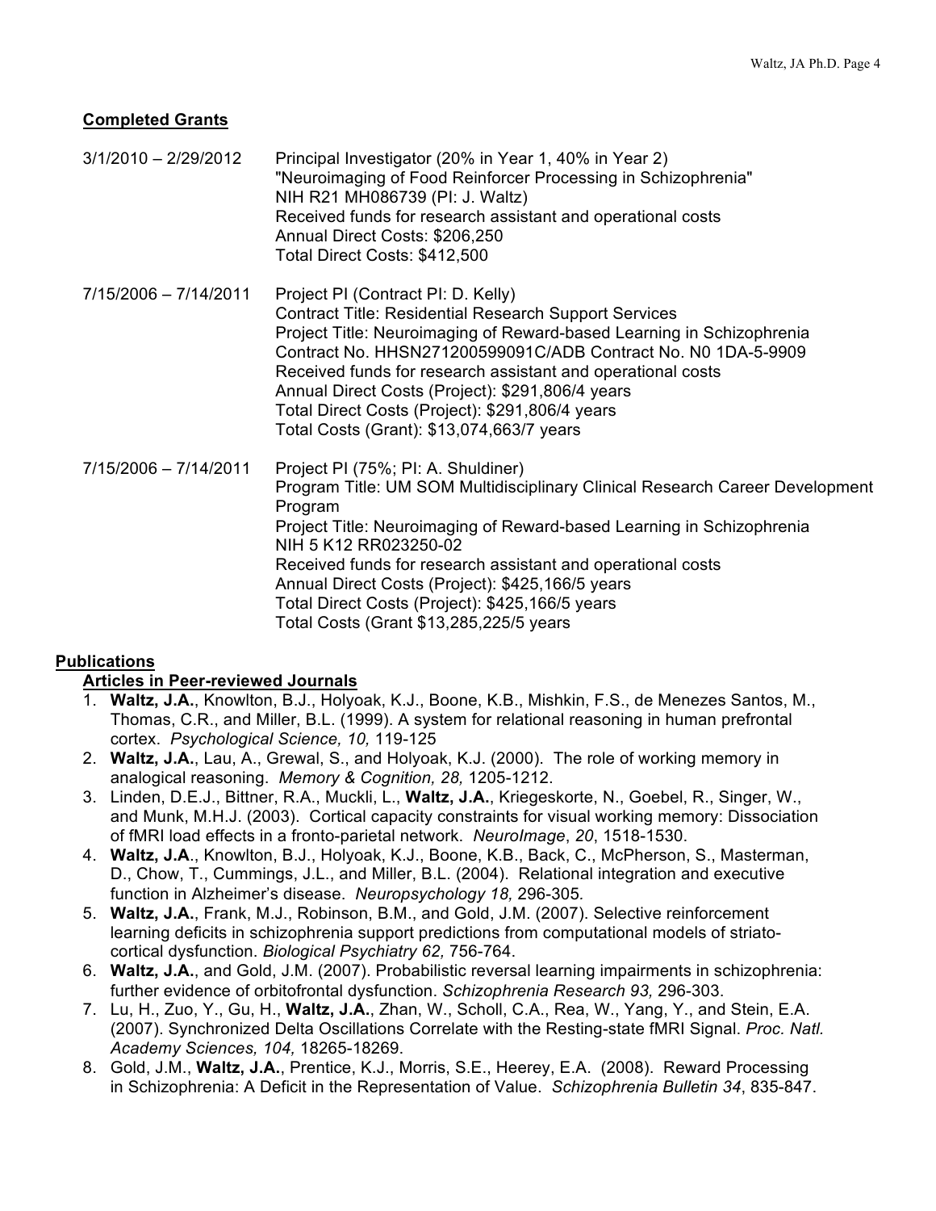## Completed Grants

3/1/2010 – 2/29/2012 Principal Investigator (20% in Year 1, 40% in Year 2)
"Neuroimaging of Food Reinforcer Processing in Schizophrenia"
NIH R21 MH086739 (PI: J. Waltz)
Received funds for research assistant and operational costs
Annual Direct Costs: $206,250
Total Direct Costs: $412,500

7/15/2006 – 7/14/2011 Project PI (Contract PI: D. Kelly)
Contract Title: Residential Research Support Services
Project Title: Neuroimaging of Reward-based Learning in Schizophrenia
Contract No. HHSN271200599091C/ADB Contract No. N0 1DA-5-9909
Received funds for research assistant and operational costs
Annual Direct Costs (Project): $291,806/4 years
Total Direct Costs (Project): $291,806/4 years
Total Costs (Grant): $13,074,663/7 years

7/15/2006 – 7/14/2011 Project PI (75%; PI: A. Shuldiner)
Program Title: UM SOM Multidisciplinary Clinical Research Career Development Program
Project Title: Neuroimaging of Reward-based Learning in Schizophrenia
NIH 5 K12 RR023250-02
Received funds for research assistant and operational costs
Annual Direct Costs (Project): $425,166/5 years
Total Direct Costs (Project): $425,166/5 years
Total Costs (Grant $13,285,225/5 years

## Publications

### Articles in Peer-reviewed Journals

1. **Waltz, J.A.**, Knowlton, B.J., Holyoak, K.J., Boone, K.B., Mishkin, F.S., de Menezes Santos, M., Thomas, C.R., and Miller, B.L. (1999). A system for relational reasoning in human prefrontal cortex. *Psychological Science, 10,* 119-125
2. **Waltz, J.A.**, Lau, A., Grewal, S., and Holyoak, K.J. (2000). The role of working memory in analogical reasoning. *Memory & Cognition, 28,* 1205-1212.
3. Linden, D.E.J., Bittner, R.A., Muckli, L., **Waltz, J.A.**, Kriegeskorte, N., Goebel, R., Singer, W., and Munk, M.H.J. (2003). Cortical capacity constraints for visual working memory: Dissociation of fMRI load effects in a fronto-parietal network. *NeuroImage*, *20*, 1518-1530.
4. **Waltz, J.A**., Knowlton, B.J., Holyoak, K.J., Boone, K.B., Back, C., McPherson, S., Masterman, D., Chow, T., Cummings, J.L., and Miller, B.L. (2004). Relational integration and executive function in Alzheimer's disease. *Neuropsychology 18,* 296-305.
5. **Waltz, J.A.**, Frank, M.J., Robinson, B.M., and Gold, J.M. (2007). Selective reinforcement learning deficits in schizophrenia support predictions from computational models of striato-cortical dysfunction. *Biological Psychiatry 62,* 756-764.
6. **Waltz, J.A.**, and Gold, J.M. (2007). Probabilistic reversal learning impairments in schizophrenia: further evidence of orbitofrontal dysfunction. *Schizophrenia Research 93,* 296-303.
7. Lu, H., Zuo, Y., Gu, H., **Waltz, J.A.**, Zhan, W., Scholl, C.A., Rea, W., Yang, Y., and Stein, E.A. (2007). Synchronized Delta Oscillations Correlate with the Resting-state fMRI Signal. *Proc. Natl. Academy Sciences, 104,* 18265-18269.
8. Gold, J.M., **Waltz, J.A.**, Prentice, K.J., Morris, S.E., Heerey, E.A. (2008). Reward Processing in Schizophrenia: A Deficit in the Representation of Value. *Schizophrenia Bulletin 34*, 835-847.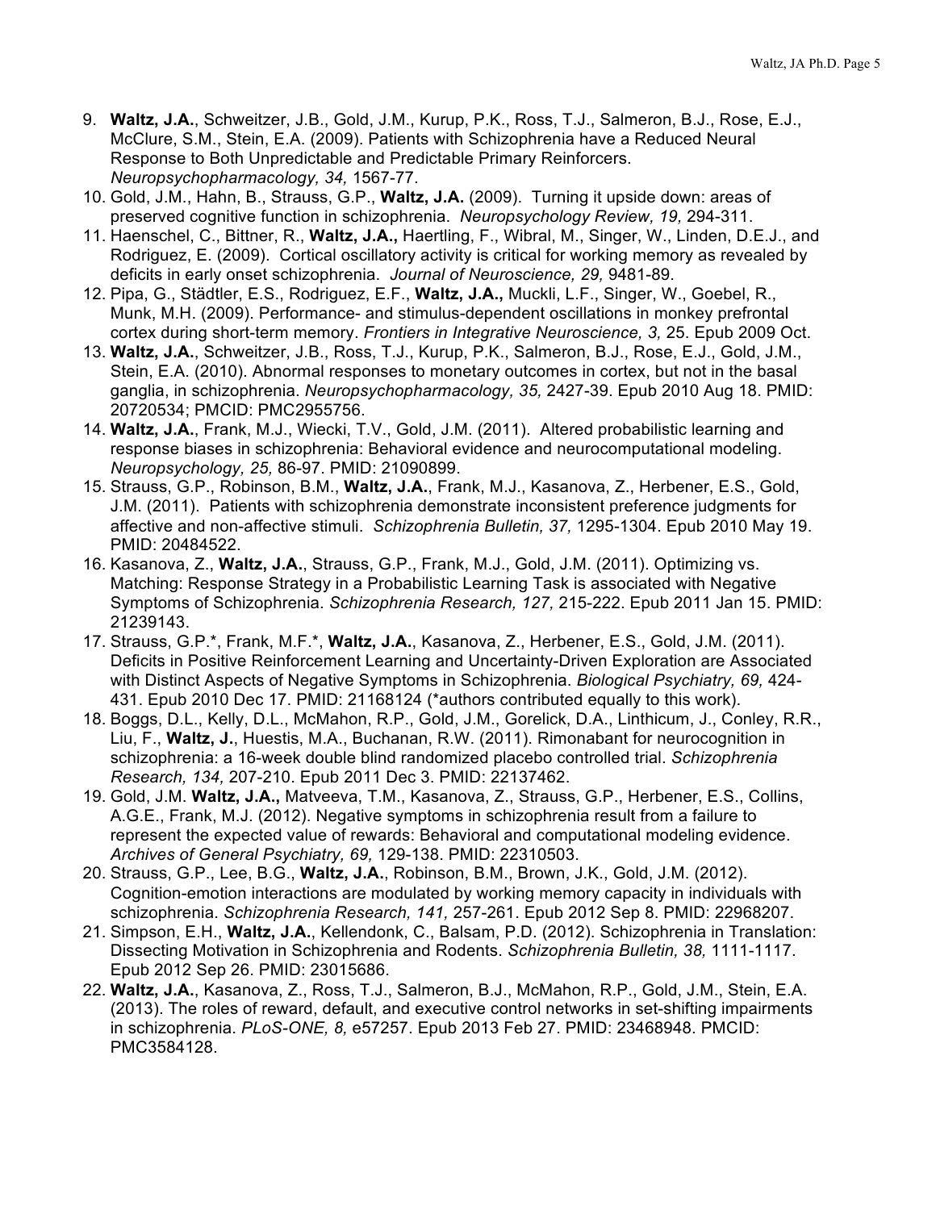9. **Waltz, J.A.**, Schweitzer, J.B., Gold, J.M., Kurup, P.K., Ross, T.J., Salmeron, B.J., Rose, E.J., McClure, S.M., Stein, E.A. (2009). Patients with Schizophrenia have a Reduced Neural Response to Both Unpredictable and Predictable Primary Reinforcers. *Neuropsychopharmacology, 34,* 1567-77.
10. Gold, J.M., Hahn, B., Strauss, G.P., **Waltz, J.A.** (2009). Turning it upside down: areas of preserved cognitive function in schizophrenia. *Neuropsychology Review, 19,* 294-311.
11. Haenschel, C., Bittner, R., **Waltz, J.A.,** Haertling, F., Wibral, M., Singer, W., Linden, D.E.J., and Rodriguez, E. (2009). Cortical oscillatory activity is critical for working memory as revealed by deficits in early onset schizophrenia. *Journal of Neuroscience, 29,* 9481-89.
12. Pipa, G., Städtler, E.S., Rodriguez, E.F., **Waltz, J.A.,** Muckli, L.F., Singer, W., Goebel, R., Munk, M.H. (2009). Performance- and stimulus-dependent oscillations in monkey prefrontal cortex during short-term memory. *Frontiers in Integrative Neuroscience, 3,* 25. Epub 2009 Oct.
13. **Waltz, J.A.**, Schweitzer, J.B., Ross, T.J., Kurup, P.K., Salmeron, B.J., Rose, E.J., Gold, J.M., Stein, E.A. (2010). Abnormal responses to monetary outcomes in cortex, but not in the basal ganglia, in schizophrenia. *Neuropsychopharmacology, 35,* 2427-39. Epub 2010 Aug 18. PMID: 20720534; PMCID: PMC2955756.
14. **Waltz, J.A.**, Frank, M.J., Wiecki, T.V., Gold, J.M. (2011). Altered probabilistic learning and response biases in schizophrenia: Behavioral evidence and neurocomputational modeling. *Neuropsychology, 25,* 86-97. PMID: 21090899.
15. Strauss, G.P., Robinson, B.M., **Waltz, J.A.**, Frank, M.J., Kasanova, Z., Herbener, E.S., Gold, J.M. (2011). Patients with schizophrenia demonstrate inconsistent preference judgments for affective and non-affective stimuli. *Schizophrenia Bulletin, 37,* 1295-1304. Epub 2010 May 19. PMID: 20484522.
16. Kasanova, Z., **Waltz, J.A.**, Strauss, G.P., Frank, M.J., Gold, J.M. (2011). Optimizing vs. Matching: Response Strategy in a Probabilistic Learning Task is associated with Negative Symptoms of Schizophrenia. *Schizophrenia Research, 127,* 215-222. Epub 2011 Jan 15. PMID: 21239143.
17. Strauss, G.P.*, Frank, M.F.*, **Waltz, J.A.**, Kasanova, Z., Herbener, E.S., Gold, J.M. (2011). Deficits in Positive Reinforcement Learning and Uncertainty-Driven Exploration are Associated with Distinct Aspects of Negative Symptoms in Schizophrenia. *Biological Psychiatry, 69,* 424-431. Epub 2010 Dec 17. PMID: 21168124 (*authors contributed equally to this work).
18. Boggs, D.L., Kelly, D.L., McMahon, R.P., Gold, J.M., Gorelick, D.A., Linthicum, J., Conley, R.R., Liu, F., **Waltz, J.**, Huestis, M.A., Buchanan, R.W. (2011). Rimonabant for neurocognition in schizophrenia: a 16-week double blind randomized placebo controlled trial. *Schizophrenia Research, 134,* 207-210. Epub 2011 Dec 3. PMID: 22137462.
19. Gold, J.M. **Waltz, J.A.,** Matveeva, T.M., Kasanova, Z., Strauss, G.P., Herbener, E.S., Collins, A.G.E., Frank, M.J. (2012). Negative symptoms in schizophrenia result from a failure to represent the expected value of rewards: Behavioral and computational modeling evidence. *Archives of General Psychiatry, 69,* 129-138. PMID: 22310503.
20. Strauss, G.P., Lee, B.G., **Waltz, J.A.**, Robinson, B.M., Brown, J.K., Gold, J.M. (2012). Cognition-emotion interactions are modulated by working memory capacity in individuals with schizophrenia. *Schizophrenia Research, 141,* 257-261. Epub 2012 Sep 8. PMID: 22968207.
21. Simpson, E.H., **Waltz, J.A.**, Kellendonk, C., Balsam, P.D. (2012). Schizophrenia in Translation: Dissecting Motivation in Schizophrenia and Rodents. *Schizophrenia Bulletin, 38,* 1111-1117. Epub 2012 Sep 26. PMID: 23015686.
22. **Waltz, J.A.**, Kasanova, Z., Ross, T.J., Salmeron, B.J., McMahon, R.P., Gold, J.M., Stein, E.A. (2013). The roles of reward, default, and executive control networks in set-shifting impairments in schizophrenia. *PLoS-ONE, 8,* e57257. Epub 2013 Feb 27. PMID: 23468948. PMCID: PMC3584128.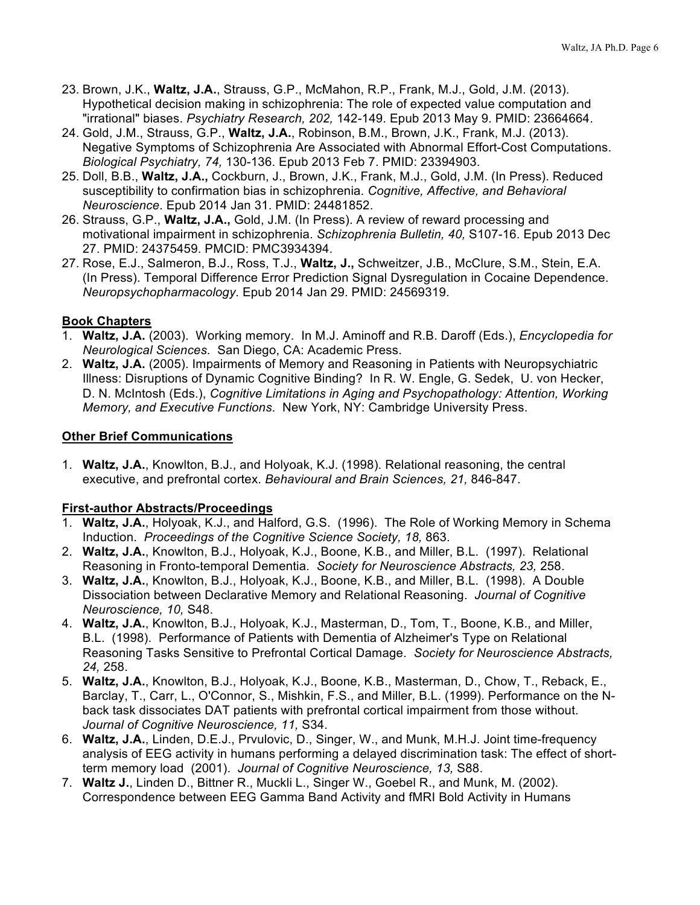23. Brown, J.K., **Waltz, J.A.**, Strauss, G.P., McMahon, R.P., Frank, M.J., Gold, J.M. (2013). Hypothetical decision making in schizophrenia: The role of expected value computation and "irrational" biases. *Psychiatry Research, 202,* 142-149. Epub 2013 May 9. PMID: 23664664.
24. Gold, J.M., Strauss, G.P., **Waltz, J.A.**, Robinson, B.M., Brown, J.K., Frank, M.J. (2013). Negative Symptoms of Schizophrenia Are Associated with Abnormal Effort-Cost Computations. *Biological Psychiatry, 74,* 130-136. Epub 2013 Feb 7. PMID: 23394903.
25. Doll, B.B., **Waltz, J.A.,** Cockburn, J., Brown, J.K., Frank, M.J., Gold, J.M. (In Press). Reduced susceptibility to confirmation bias in schizophrenia. *Cognitive, Affective, and Behavioral Neuroscience*. Epub 2014 Jan 31. PMID: 24481852.
26. Strauss, G.P., **Waltz, J.A.,** Gold, J.M. (In Press). A review of reward processing and motivational impairment in schizophrenia. *Schizophrenia Bulletin, 40,* S107-16. Epub 2013 Dec 27. PMID: 24375459. PMCID: PMC3934394.
27. Rose, E.J., Salmeron, B.J., Ross, T.J., **Waltz, J.,** Schweitzer, J.B., McClure, S.M., Stein, E.A. (In Press). Temporal Difference Error Prediction Signal Dysregulation in Cocaine Dependence. *Neuropsychopharmacology*. Epub 2014 Jan 29. PMID: 24569319.

**Book Chapters**

1. **Waltz, J.A.** (2003). Working memory. In M.J. Aminoff and R.B. Daroff (Eds.), *Encyclopedia for Neurological Sciences*. San Diego, CA: Academic Press.
2. **Waltz, J.A.** (2005). Impairments of Memory and Reasoning in Patients with Neuropsychiatric Illness: Disruptions of Dynamic Cognitive Binding? In R. W. Engle, G. Sedek, U. von Hecker, D. N. McIntosh (Eds.), *Cognitive Limitations in Aging and Psychopathology: Attention, Working Memory, and Executive Functions*. New York, NY: Cambridge University Press.

**Other Brief Communications**

1. **Waltz, J.A.**, Knowlton, B.J., and Holyoak, K.J. (1998). Relational reasoning, the central executive, and prefrontal cortex. *Behavioural and Brain Sciences, 21,* 846-847.

**First-author Abstracts/Proceedings**

1. **Waltz, J.A.**, Holyoak, K.J., and Halford, G.S. (1996). The Role of Working Memory in Schema Induction. *Proceedings of the Cognitive Science Society, 18,* 863.
2. **Waltz, J.A.**, Knowlton, B.J., Holyoak, K.J., Boone, K.B., and Miller, B.L. (1997). Relational Reasoning in Fronto-temporal Dementia. *Society for Neuroscience Abstracts, 23,* 258.
3. **Waltz, J.A.**, Knowlton, B.J., Holyoak, K.J., Boone, K.B., and Miller, B.L. (1998). A Double Dissociation between Declarative Memory and Relational Reasoning. *Journal of Cognitive Neuroscience, 10,* S48.
4. **Waltz, J.A.**, Knowlton, B.J., Holyoak, K.J., Masterman, D., Tom, T., Boone, K.B., and Miller, B.L. (1998). Performance of Patients with Dementia of Alzheimer's Type on Relational Reasoning Tasks Sensitive to Prefrontal Cortical Damage. *Society for Neuroscience Abstracts, 24,* 258.
5. **Waltz, J.A.**, Knowlton, B.J., Holyoak, K.J., Boone, K.B., Masterman, D., Chow, T., Reback, E., Barclay, T., Carr, L., O'Connor, S., Mishkin, F.S., and Miller, B.L. (1999). Performance on the N-back task dissociates DAT patients with prefrontal cortical impairment from those without. *Journal of Cognitive Neuroscience, 11,* S34.
6. **Waltz, J.A.**, Linden, D.E.J., Prvulovic, D., Singer, W., and Munk, M.H.J. Joint time-frequency analysis of EEG activity in humans performing a delayed discrimination task: The effect of short-term memory load (2001). *Journal of Cognitive Neuroscience, 13,* S88.
7. **Waltz J.**, Linden D., Bittner R., Muckli L., Singer W., Goebel R., and Munk, M. (2002). Correspondence between EEG Gamma Band Activity and fMRI Bold Activity in Humans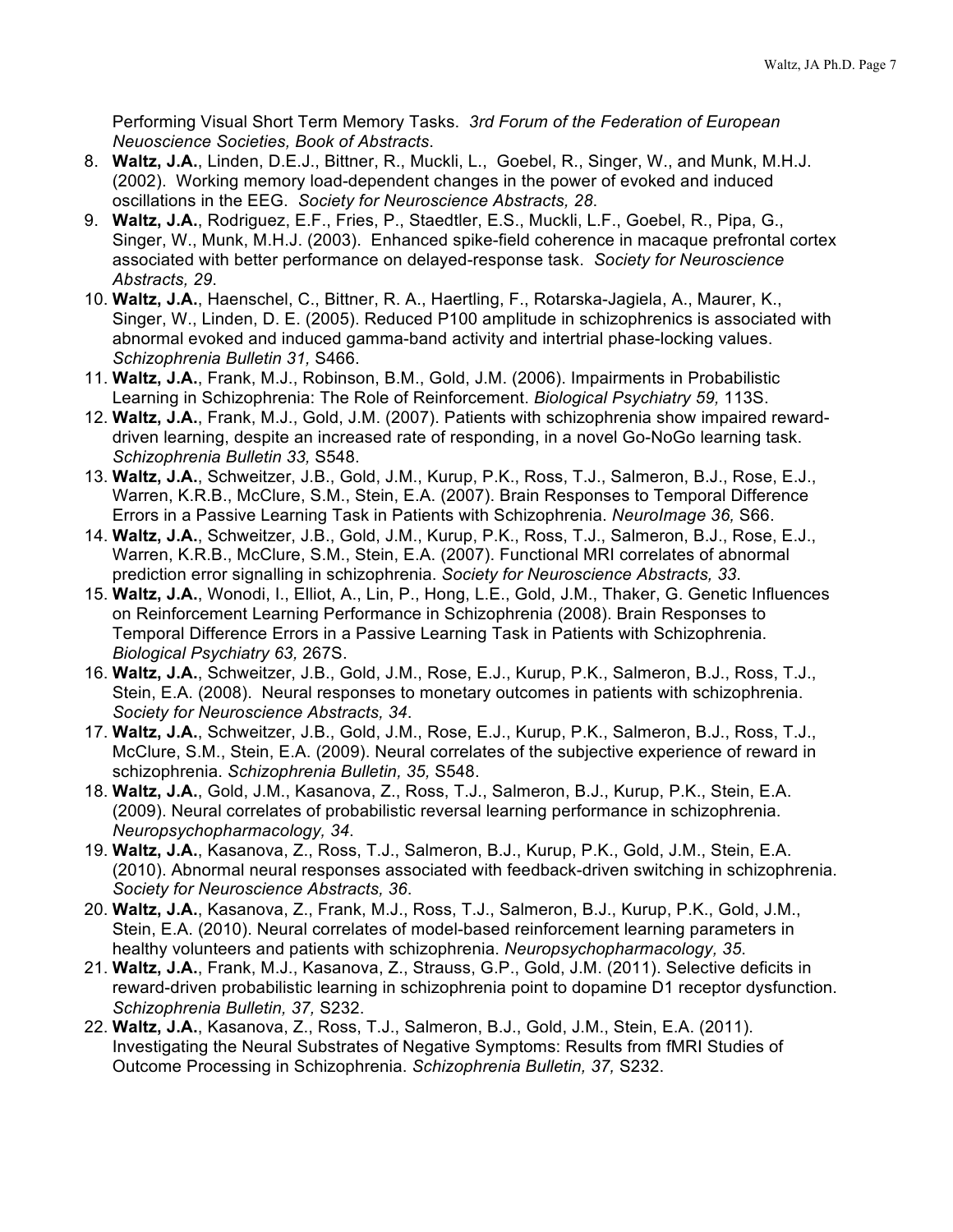Performing Visual Short Term Memory Tasks. *3rd Forum of the Federation of European Neuoscience Societies, Book of Abstracts*.

8. **Waltz, J.A.**, Linden, D.E.J., Bittner, R., Muckli, L., Goebel, R., Singer, W., and Munk, M.H.J. (2002). Working memory load-dependent changes in the power of evoked and induced oscillations in the EEG. *Society for Neuroscience Abstracts, 28*.
9. **Waltz, J.A.**, Rodriguez, E.F., Fries, P., Staedtler, E.S., Muckli, L.F., Goebel, R., Pipa, G., Singer, W., Munk, M.H.J. (2003). Enhanced spike-field coherence in macaque prefrontal cortex associated with better performance on delayed-response task. *Society for Neuroscience Abstracts, 29*.
10. **Waltz, J.A.**, Haenschel, C., Bittner, R. A., Haertling, F., Rotarska-Jagiela, A., Maurer, K., Singer, W., Linden, D. E. (2005). Reduced P100 amplitude in schizophrenics is associated with abnormal evoked and induced gamma-band activity and intertrial phase-locking values. *Schizophrenia Bulletin 31,* S466.
11. **Waltz, J.A.**, Frank, M.J., Robinson, B.M., Gold, J.M. (2006). Impairments in Probabilistic Learning in Schizophrenia: The Role of Reinforcement. *Biological Psychiatry 59,* 113S.
12. **Waltz, J.A.**, Frank, M.J., Gold, J.M. (2007). Patients with schizophrenia show impaired reward-driven learning, despite an increased rate of responding, in a novel Go-NoGo learning task. *Schizophrenia Bulletin 33,* S548.
13. **Waltz, J.A.**, Schweitzer, J.B., Gold, J.M., Kurup, P.K., Ross, T.J., Salmeron, B.J., Rose, E.J., Warren, K.R.B., McClure, S.M., Stein, E.A. (2007). Brain Responses to Temporal Difference Errors in a Passive Learning Task in Patients with Schizophrenia. *NeuroImage 36,* S66.
14. **Waltz, J.A.**, Schweitzer, J.B., Gold, J.M., Kurup, P.K., Ross, T.J., Salmeron, B.J., Rose, E.J., Warren, K.R.B., McClure, S.M., Stein, E.A. (2007). Functional MRI correlates of abnormal prediction error signalling in schizophrenia. *Society for Neuroscience Abstracts, 33*.
15. **Waltz, J.A.**, Wonodi, I., Elliot, A., Lin, P., Hong, L.E., Gold, J.M., Thaker, G. Genetic Influences on Reinforcement Learning Performance in Schizophrenia (2008). Brain Responses to Temporal Difference Errors in a Passive Learning Task in Patients with Schizophrenia. *Biological Psychiatry 63,* 267S.
16. **Waltz, J.A.**, Schweitzer, J.B., Gold, J.M., Rose, E.J., Kurup, P.K., Salmeron, B.J., Ross, T.J., Stein, E.A. (2008). Neural responses to monetary outcomes in patients with schizophrenia. *Society for Neuroscience Abstracts, 34*.
17. **Waltz, J.A.**, Schweitzer, J.B., Gold, J.M., Rose, E.J., Kurup, P.K., Salmeron, B.J., Ross, T.J., McClure, S.M., Stein, E.A. (2009). Neural correlates of the subjective experience of reward in schizophrenia. *Schizophrenia Bulletin, 35,* S548.
18. **Waltz, J.A.**, Gold, J.M., Kasanova, Z., Ross, T.J., Salmeron, B.J., Kurup, P.K., Stein, E.A. (2009). Neural correlates of probabilistic reversal learning performance in schizophrenia. *Neuropsychopharmacology, 34*.
19. **Waltz, J.A.**, Kasanova, Z., Ross, T.J., Salmeron, B.J., Kurup, P.K., Gold, J.M., Stein, E.A. (2010). Abnormal neural responses associated with feedback-driven switching in schizophrenia. *Society for Neuroscience Abstracts, 36*.
20. **Waltz, J.A.**, Kasanova, Z., Frank, M.J., Ross, T.J., Salmeron, B.J., Kurup, P.K., Gold, J.M., Stein, E.A. (2010). Neural correlates of model-based reinforcement learning parameters in healthy volunteers and patients with schizophrenia. *Neuropsychopharmacology, 35*.
21. **Waltz, J.A.**, Frank, M.J., Kasanova, Z., Strauss, G.P., Gold, J.M. (2011). Selective deficits in reward-driven probabilistic learning in schizophrenia point to dopamine D1 receptor dysfunction. *Schizophrenia Bulletin, 37,* S232.
22. **Waltz, J.A.**, Kasanova, Z., Ross, T.J., Salmeron, B.J., Gold, J.M., Stein, E.A. (2011). Investigating the Neural Substrates of Negative Symptoms: Results from fMRI Studies of Outcome Processing in Schizophrenia. *Schizophrenia Bulletin, 37,* S232.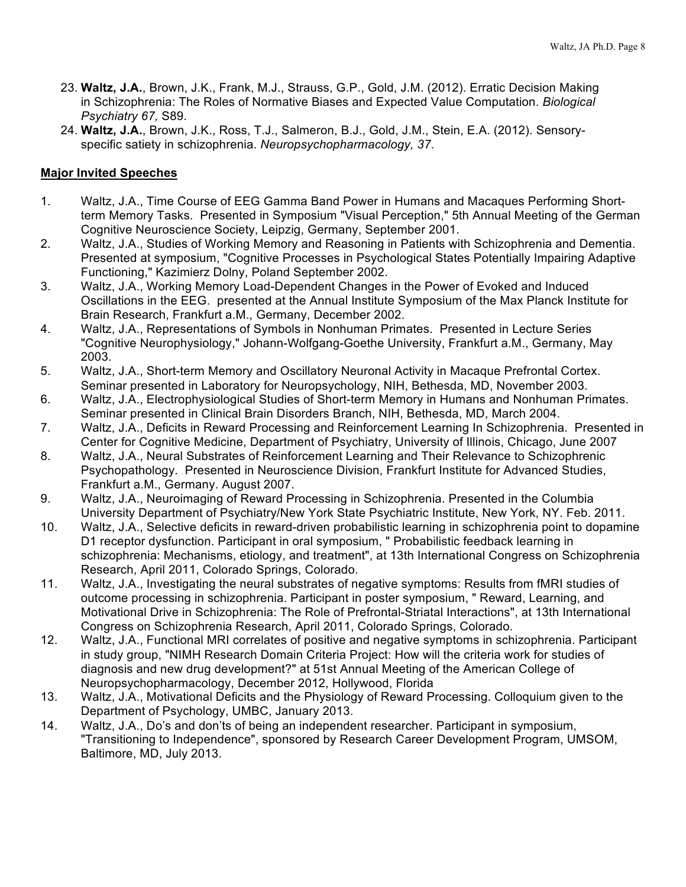23. **Waltz, J.A.**, Brown, J.K., Frank, M.J., Strauss, G.P., Gold, J.M. (2012). Erratic Decision Making in Schizophrenia: The Roles of Normative Biases and Expected Value Computation. *Biological Psychiatry 67,* S89.
24. **Waltz, J.A.**, Brown, J.K., Ross, T.J., Salmeron, B.J., Gold, J.M., Stein, E.A. (2012). Sensory-specific satiety in schizophrenia. *Neuropsychopharmacology, 37*.

**Major Invited Speeches**

1. Waltz, J.A., Time Course of EEG Gamma Band Power in Humans and Macaques Performing Short-term Memory Tasks. Presented in Symposium "Visual Perception," 5th Annual Meeting of the German Cognitive Neuroscience Society, Leipzig, Germany, September 2001.
2. Waltz, J.A., Studies of Working Memory and Reasoning in Patients with Schizophrenia and Dementia. Presented at symposium, "Cognitive Processes in Psychological States Potentially Impairing Adaptive Functioning," Kazimierz Dolny, Poland September 2002.
3. Waltz, J.A., Working Memory Load-Dependent Changes in the Power of Evoked and Induced Oscillations in the EEG. presented at the Annual Institute Symposium of the Max Planck Institute for Brain Research, Frankfurt a.M., Germany, December 2002.
4. Waltz, J.A., Representations of Symbols in Nonhuman Primates. Presented in Lecture Series "Cognitive Neurophysiology," Johann-Wolfgang-Goethe University, Frankfurt a.M., Germany, May 2003.
5. Waltz, J.A., Short-term Memory and Oscillatory Neuronal Activity in Macaque Prefrontal Cortex. Seminar presented in Laboratory for Neuropsychology, NIH, Bethesda, MD, November 2003.
6. Waltz, J.A., Electrophysiological Studies of Short-term Memory in Humans and Nonhuman Primates. Seminar presented in Clinical Brain Disorders Branch, NIH, Bethesda, MD, March 2004.
7. Waltz, J.A., Deficits in Reward Processing and Reinforcement Learning In Schizophrenia. Presented in Center for Cognitive Medicine, Department of Psychiatry, University of Illinois, Chicago, June 2007
8. Waltz, J.A., Neural Substrates of Reinforcement Learning and Their Relevance to Schizophrenic Psychopathology. Presented in Neuroscience Division, Frankfurt Institute for Advanced Studies, Frankfurt a.M., Germany. August 2007.
9. Waltz, J.A., Neuroimaging of Reward Processing in Schizophrenia. Presented in the Columbia University Department of Psychiatry/New York State Psychiatric Institute, New York, NY. Feb. 2011.
10. Waltz, J.A., Selective deficits in reward-driven probabilistic learning in schizophrenia point to dopamine D1 receptor dysfunction. Participant in oral symposium, " Probabilistic feedback learning in schizophrenia: Mechanisms, etiology, and treatment", at 13th International Congress on Schizophrenia Research, April 2011, Colorado Springs, Colorado.
11. Waltz, J.A., Investigating the neural substrates of negative symptoms: Results from fMRI studies of outcome processing in schizophrenia. Participant in poster symposium, " Reward, Learning, and Motivational Drive in Schizophrenia: The Role of Prefrontal-Striatal Interactions", at 13th International Congress on Schizophrenia Research, April 2011, Colorado Springs, Colorado.
12. Waltz, J.A., Functional MRI correlates of positive and negative symptoms in schizophrenia. Participant in study group, "NIMH Research Domain Criteria Project: How will the criteria work for studies of diagnosis and new drug development?" at 51st Annual Meeting of the American College of Neuropsychopharmacology, December 2012, Hollywood, Florida
13. Waltz, J.A., Motivational Deficits and the Physiology of Reward Processing. Colloquium given to the Department of Psychology, UMBC, January 2013.
14. Waltz, J.A., Do's and don'ts of being an independent researcher. Participant in symposium, "Transitioning to Independence", sponsored by Research Career Development Program, UMSOM, Baltimore, MD, July 2013.